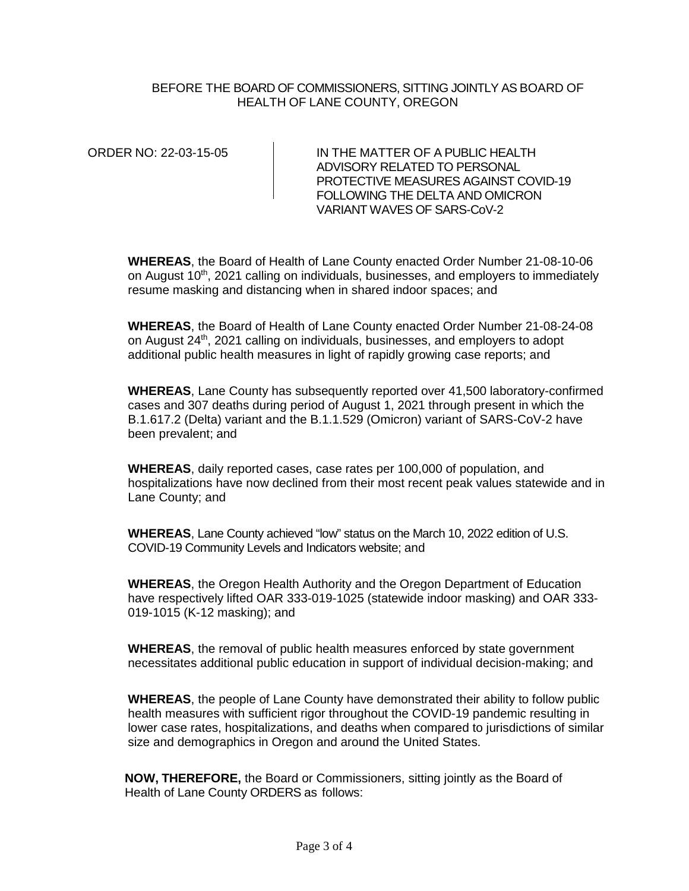BEFORE THE BOARD OF COMMISSIONERS, SITTING JOINTLY AS BOARD OF HEALTH OF LANE COUNTY, OREGON

| ORDER NO: 22-03-15-05 | IN THE MATTER OF A PUBLIC HEALTH ADVISORY RELATED TO PERSONAL PROTECTIVE MEASURES AGAINST COVID-19 FOLLOWING THE DELTA AND OMICRON VARIANT WAVES OF SARS-CoV-2 |
| --- | --- |

**WHEREAS**, the Board of Health of Lane County enacted Order Number 21-08-10-06 on August 10th, 2021 calling on individuals, businesses, and employers to immediately resume masking and distancing when in shared indoor spaces; and

**WHEREAS**, the Board of Health of Lane County enacted Order Number 21-08-24-08 on August 24th, 2021 calling on individuals, businesses, and employers to adopt additional public health measures in light of rapidly growing case reports; and

**WHEREAS**, Lane County has subsequently reported over 41,500 laboratory-confirmed cases and 307 deaths during period of August 1, 2021 through present in which the B.1.617.2 (Delta) variant and the B.1.1.529 (Omicron) variant of SARS-CoV-2 have been prevalent; and

**WHEREAS**, daily reported cases, case rates per 100,000 of population, and hospitalizations have now declined from their most recent peak values statewide and in Lane County; and

**WHEREAS**, Lane County achieved "low" status on the March 10, 2022 edition of U.S. COVID-19 Community Levels and Indicators website; and

**WHEREAS**, the Oregon Health Authority and the Oregon Department of Education have respectively lifted OAR 333-019-1025 (statewide indoor masking) and OAR 333-019-1015 (K-12 masking); and

**WHEREAS**, the removal of public health measures enforced by state government necessitates additional public education in support of individual decision-making; and

**WHEREAS**, the people of Lane County have demonstrated their ability to follow public health measures with sufficient rigor throughout the COVID-19 pandemic resulting in lower case rates, hospitalizations, and deaths when compared to jurisdictions of similar size and demographics in Oregon and around the United States.

**NOW, THEREFORE,** the Board or Commissioners, sitting jointly as the Board of Health of Lane County ORDERS as follows: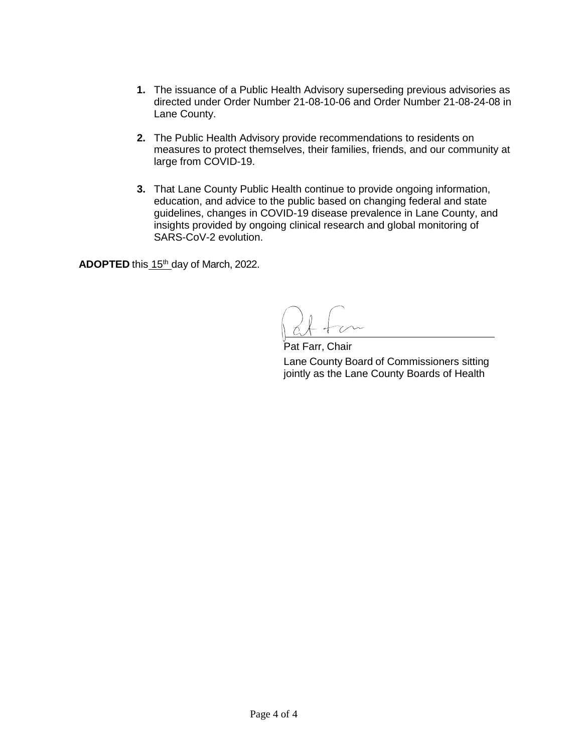1. The issuance of a Public Health Advisory superseding previous advisories as directed under Order Number 21-08-10-06 and Order Number 21-08-24-08 in Lane County.

2. The Public Health Advisory provide recommendations to residents on measures to protect themselves, their families, friends, and our community at large from COVID-19.

3. That Lane County Public Health continue to provide ongoing information, education, and advice to the public based on changing federal and state guidelines, changes in COVID-19 disease prevalence in Lane County, and insights provided by ongoing clinical research and global monitoring of SARS-CoV-2 evolution.

**ADOPTED** this 15th day of March, 2022.

Pat Farr, Chair
Lane County Board of Commissioners sitting jointly as the Lane County Boards of Health